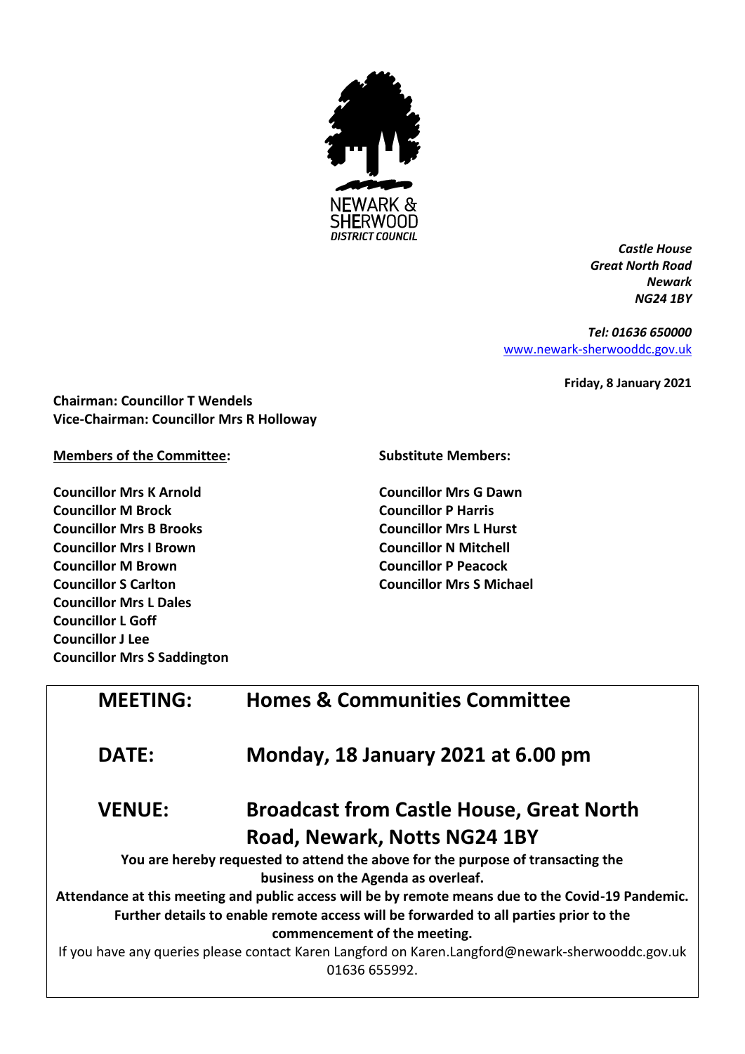NEWARK & SHERWOOD
*DISTRICT COUNCIL*

***Castle House***
***Great North Road***
***Newark***
***NG24 1BY***

***Tel: 01636 650000***
[www.newark-sherwooddc.gov.uk](http://www.newark-sherwooddc.gov.uk)

**Friday, 8 January 2021**

**Chairman: Councillor T Wendels**
**Vice-Chairman: Councillor Mrs R Holloway**

**Members of the Committee:**

**Councillor Mrs K Arnold**
**Councillor M Brock**
**Councillor Mrs B Brooks**
**Councillor Mrs I Brown**
**Councillor M Brown**
**Councillor S Carlton**
**Councillor Mrs L Dales**
**Councillor L Goff**
**Councillor J Lee**
**Councillor Mrs S Saddington**

**Substitute Members:**

**Councillor Mrs G Dawn**
**Councillor P Harris**
**Councillor Mrs L Hurst**
**Councillor N Mitchell**
**Councillor P Peacock**
**Councillor Mrs S Michael**

| | |
|---|---|
| **MEETING:** | **Homes & Communities Committee** |
| **DATE:** | **Monday, 18 January 2021 at 6.00 pm** |
| **VENUE:** | **Broadcast from Castle House, Great North Road, Newark, Notts NG24 1BY** |

**You are hereby requested to attend the above for the purpose of transacting the business on the Agenda as overleaf.**

**Attendance at this meeting and public access will be by remote means due to the Covid-19 Pandemic. Further details to enable remote access will be forwarded to all parties prior to the commencement of the meeting.**

If you have any queries please contact Karen Langford on Karen.Langford@newark-sherwooddc.gov.uk 01636 655992.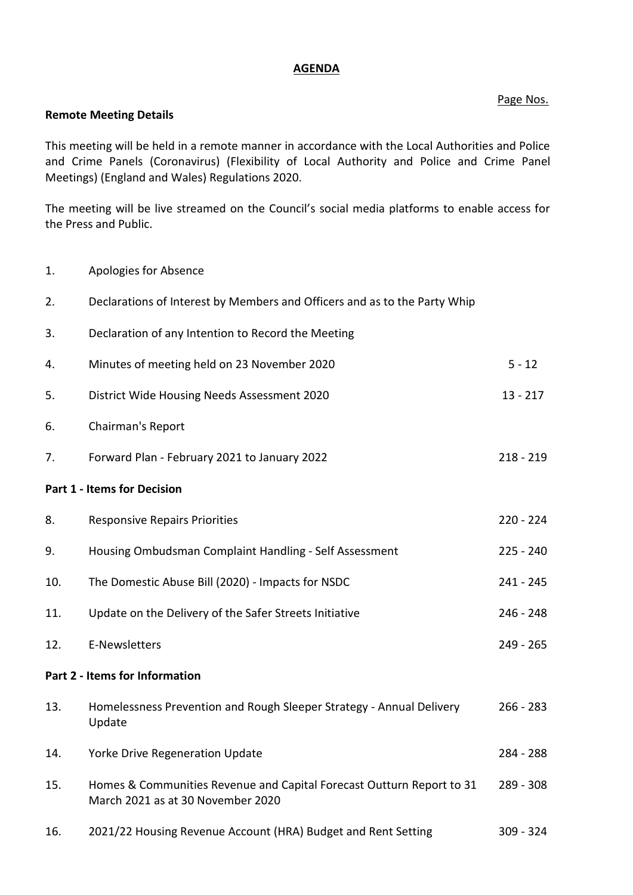# AGENDA

Page Nos.

**Remote Meeting Details**

This meeting will be held in a remote manner in accordance with the Local Authorities and Police and Crime Panels (Coronavirus) (Flexibility of Local Authority and Police and Crime Panel Meetings) (England and Wales) Regulations 2020.

The meeting will be live streamed on the Council's social media platforms to enable access for the Press and Public.

| | | |
|---|---|---|
| 1. | Apologies for Absence | |
| 2. | Declarations of Interest by Members and Officers and as to the Party Whip | |
| 3. | Declaration of any Intention to Record the Meeting | |
| 4. | Minutes of meeting held on 23 November 2020 | 5 - 12 |
| 5. | District Wide Housing Needs Assessment 2020 | 13 - 217 |
| 6. | Chairman's Report | |
| 7. | Forward Plan - February 2021 to January 2022 | 218 - 219 |

**Part 1 - Items for Decision**

| | | |
|---|---|---|
| 8. | Responsive Repairs Priorities | 220 - 224 |
| 9. | Housing Ombudsman Complaint Handling - Self Assessment | 225 - 240 |
| 10. | The Domestic Abuse Bill (2020) - Impacts for NSDC | 241 - 245 |
| 11. | Update on the Delivery of the Safer Streets Initiative | 246 - 248 |
| 12. | E-Newsletters | 249 - 265 |

**Part 2 - Items for Information**

| | | |
|---|---|---|
| 13. | Homelessness Prevention and Rough Sleeper Strategy - Annual Delivery Update | 266 - 283 |
| 14. | Yorke Drive Regeneration Update | 284 - 288 |
| 15. | Homes & Communities Revenue and Capital Forecast Outturn Report to 31 March 2021 as at 30 November 2020 | 289 - 308 |
| 16. | 2021/22 Housing Revenue Account (HRA) Budget and Rent Setting | 309 - 324 |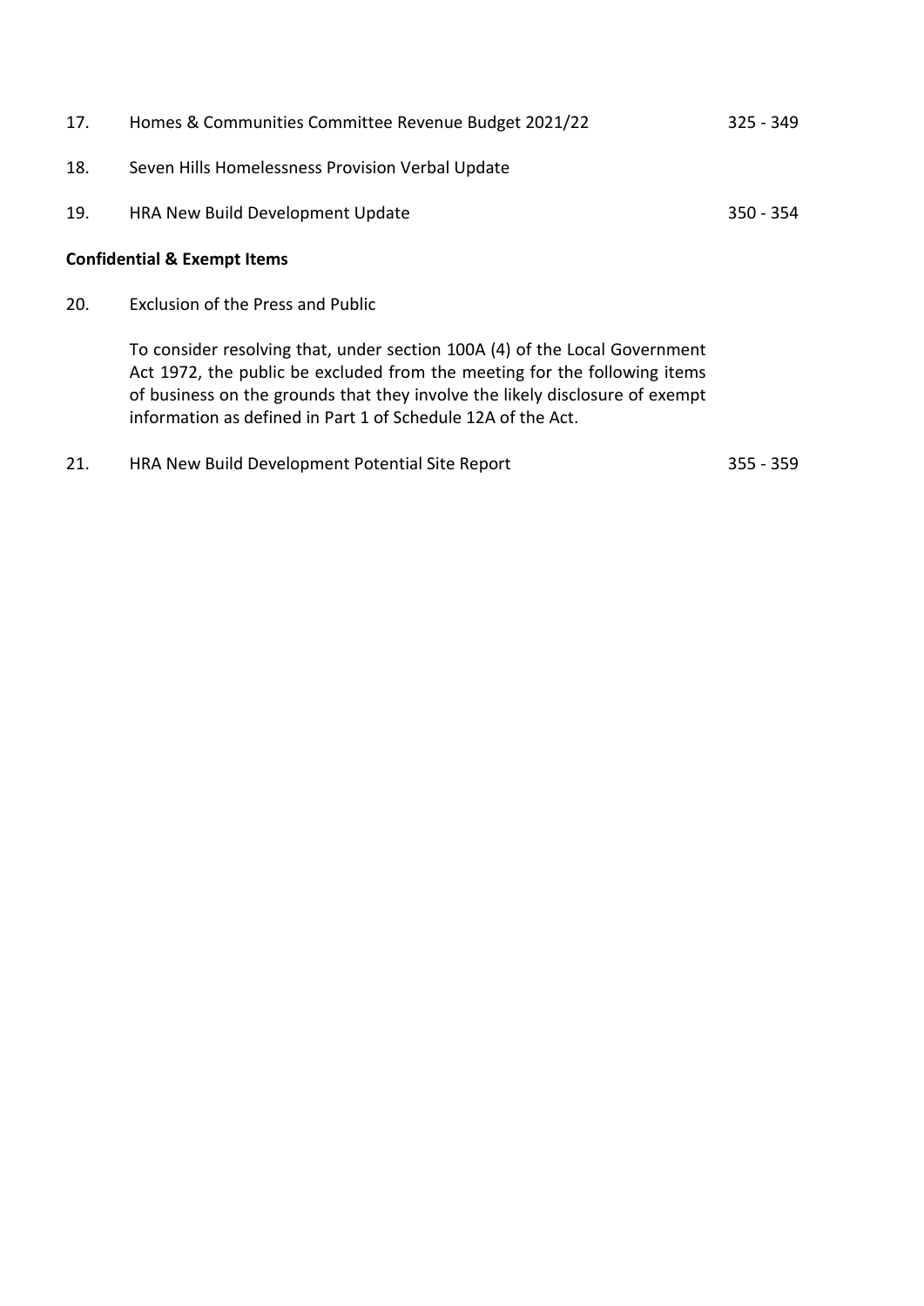| | | |
|---|---|---|
| 17. | Homes & Communities Committee Revenue Budget 2021/22 | 325 - 349 |
| 18. | Seven Hills Homelessness Provision Verbal Update | |
| 19. | HRA New Build Development Update | 350 - 354 |

**Confidential & Exempt Items**

| | | |
|---|---|---|
| 20. | Exclusion of the Press and Public<br><br>To consider resolving that, under section 100A (4) of the Local Government Act 1972, the public be excluded from the meeting for the following items of business on the grounds that they involve the likely disclosure of exempt information as defined in Part 1 of Schedule 12A of the Act. | |
| 21. | HRA New Build Development Potential Site Report | 355 - 359 |